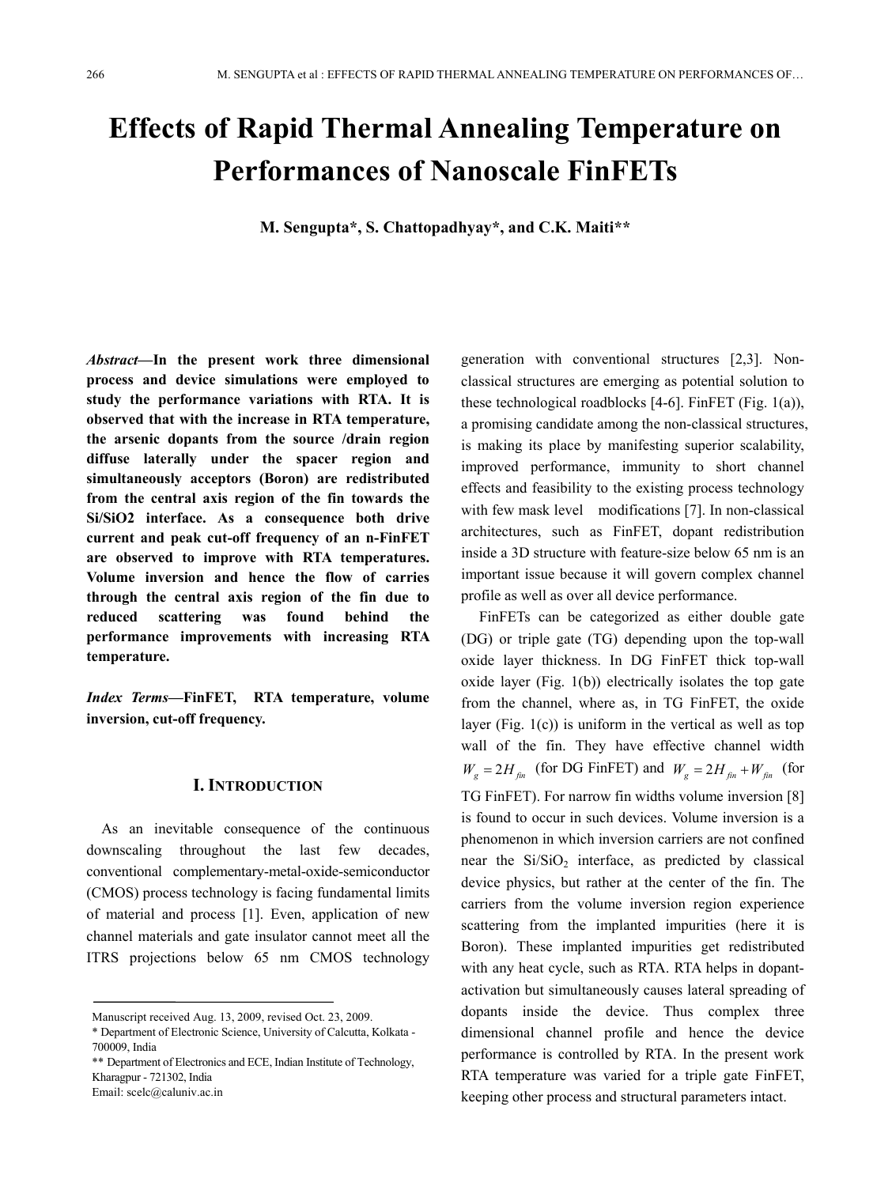# Effects of Rapid Thermal Annealing Temperature on Performances of Nanoscale FinFETs

**M. Sengupta\*, S. Chattopadhyay\*, and C.K. Maiti\*\***

***Abstract*—In the present work three dimensional process and device simulations were employed to study the performance variations with RTA. It is observed that with the increase in RTA temperature, the arsenic dopants from the source /drain region diffuse laterally under the spacer region and simultaneously acceptors (Boron) are redistributed from the central axis region of the fin towards the Si/SiO2 interface. As a consequence both drive current and peak cut-off frequency of an n-FinFET are observed to improve with RTA temperatures. Volume inversion and hence the flow of carries through the central axis region of the fin due to reduced scattering was found behind the performance improvements with increasing RTA temperature.**

***Index Terms*—FinFET, RTA temperature, volume inversion, cut-off frequency.**

## I. Introduction

As an inevitable consequence of the continuous downscaling throughout the last few decades, conventional complementary-metal-oxide-semiconductor (CMOS) process technology is facing fundamental limits of material and process [1]. Even, application of new channel materials and gate insulator cannot meet all the ITRS projections below 65 nm CMOS technology generation with conventional structures [2,3]. Non-classical structures are emerging as potential solution to these technological roadblocks [4-6]. FinFET (Fig. 1(a)), a promising candidate among the non-classical structures, is making its place by manifesting superior scalability, improved performance, immunity to short channel effects and feasibility to the existing process technology with few mask level modifications [7]. In non-classical architectures, such as FinFET, dopant redistribution inside a 3D structure with feature-size below 65 nm is an important issue because it will govern complex channel profile as well as over all device performance.

FinFETs can be categorized as either double gate (DG) or triple gate (TG) depending upon the top-wall oxide layer thickness. In DG FinFET thick top-wall oxide layer (Fig. 1(b)) electrically isolates the top gate from the channel, where as, in TG FinFET, the oxide layer (Fig. 1(c)) is uniform in the vertical as well as top wall of the fin. They have effective channel width $W_g = 2H_{fin}$ (for DG FinFET) and $W_g = 2H_{fin} + W_{fin}$ (for TG FinFET). For narrow fin widths volume inversion [8] is found to occur in such devices. Volume inversion is a phenomenon in which inversion carriers are not confined near the $Si/SiO_2$ interface, as predicted by classical device physics, but rather at the center of the fin. The carriers from the volume inversion region experience scattering from the implanted impurities (here it is Boron). These implanted impurities get redistributed with any heat cycle, such as RTA. RTA helps in dopant-activation but simultaneously causes lateral spreading of dopants inside the device. Thus complex three dimensional channel profile and hence the device performance is controlled by RTA. In the present work RTA temperature was varied for a triple gate FinFET, keeping other process and structural parameters intact.

---

Manuscript received Aug. 13, 2009, revised Oct. 23, 2009.

\* Department of Electronic Science, University of Calcutta, Kolkata - 700009, India

\*\* Department of Electronics and ECE, Indian Institute of Technology, Kharagpur - 721302, India

Email: scelc@caluniv.ac.in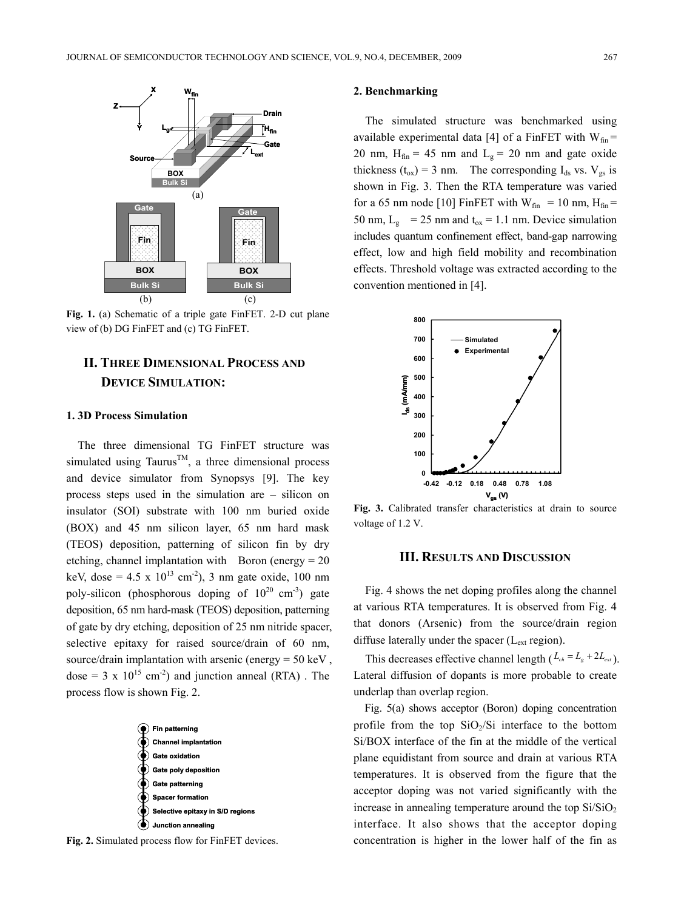Fig. 1. (a) Schematic of a triple gate FinFET. 2-D cut plane view of (b) DG FinFET and (c) TG FinFET.

## II. THREE DIMENSIONAL PROCESS AND DEVICE SIMULATION:

### 1. 3D Process Simulation

The three dimensional TG FinFET structure was simulated using Taurus™, a three dimensional process and device simulator from Synopsys [9]. The key process steps used in the simulation are – silicon on insulator (SOI) substrate with 100 nm buried oxide (BOX) and 45 nm silicon layer, 65 nm hard mask (TEOS) deposition, patterning of silicon fin by dry etching, channel implantation with Boron (energy = 20 keV, dose = 4.5 x $10^{13}$ $cm^{-2}$), 3 nm gate oxide, 100 nm poly-silicon (phosphorous doping of $10^{20}$ $cm^{-3}$) gate deposition, 65 nm hard-mask (TEOS) deposition, patterning of gate by dry etching, deposition of 25 nm nitride spacer, selective epitaxy for raised source/drain of 60 nm, source/drain implantation with arsenic (energy = 50 keV, dose = 3 x $10^{15}$ $cm^{-2}$) and junction anneal (RTA). The process flow is shown Fig. 2.

Fig. 2. Simulated process flow for FinFET devices.

### 2. Benchmarking

The simulated structure was benchmarked using available experimental data [4] of a FinFET with $W_{fin}$ = 20 nm, $H_{fin}$ = 45 nm and $L_g$ = 20 nm and gate oxide thickness ($t_{ox}$) = 3 nm. The corresponding $I_{ds}$ vs. $V_{gs}$ is shown in Fig. 3. Then the RTA temperature was varied for a 65 nm node [10] FinFET with $W_{fin}$ = 10 nm, $H_{fin}$ = 50 nm, $L_g$ = 25 nm and $t_{ox}$ = 1.1 nm. Device simulation includes quantum confinement effect, band-gap narrowing effect, low and high field mobility and recombination effects. Threshold voltage was extracted according to the convention mentioned in [4].

Fig. 3. Calibrated transfer characteristics at drain to source voltage of 1.2 V.

## III. RESULTS AND DISCUSSION

Fig. 4 shows the net doping profiles along the channel at various RTA temperatures. It is observed from Fig. 4 that donors (Arsenic) from the source/drain region diffuse laterally under the spacer ($L_{ext}$ region).

This decreases effective channel length ($L_{ch} = L_g + 2L_{ext}$). Lateral diffusion of dopants is more probable to create underlap than overlap region.

Fig. 5(a) shows acceptor (Boron) doping concentration profile from the top $SiO_2$/Si interface to the bottom Si/BOX interface of the fin at the middle of the vertical plane equidistant from source and drain at various RTA temperatures. It is observed from the figure that the acceptor doping was not varied significantly with the increase in annealing temperature around the top Si/$SiO_2$ interface. It also shows that the acceptor doping concentration is higher in the lower half of the fin as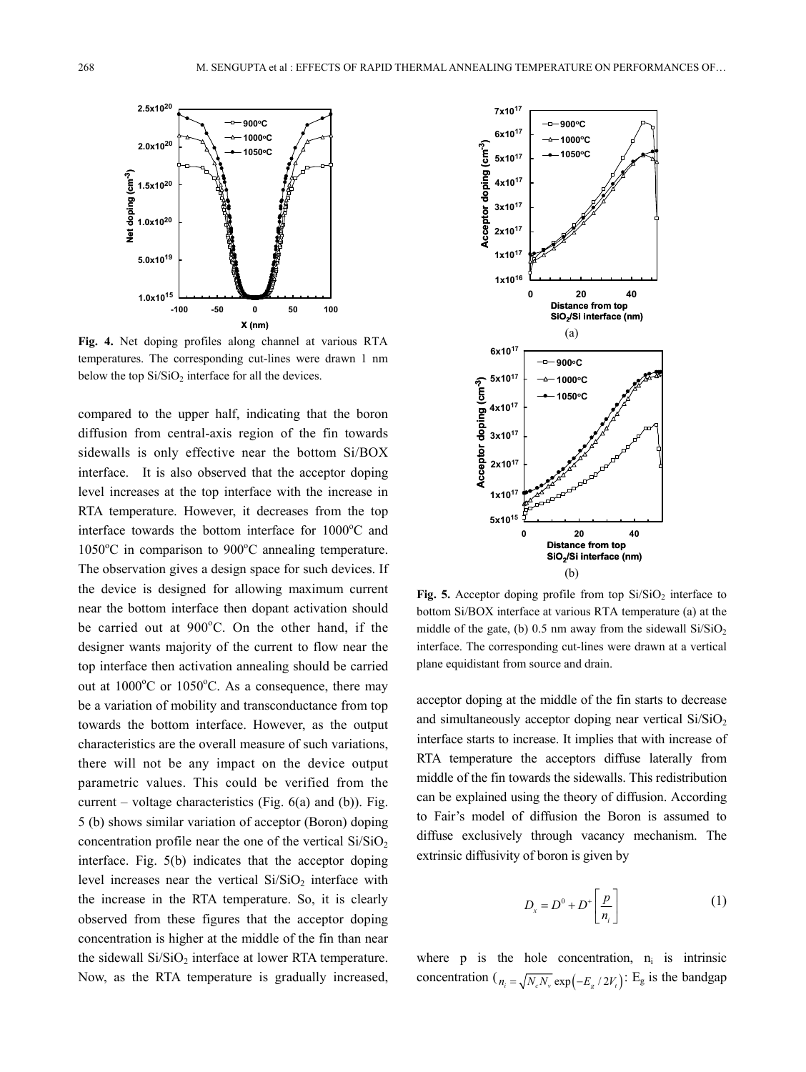**Fig. 4.** Net doping profiles along channel at various RTA temperatures. The corresponding cut-lines were drawn 1 nm below the top $Si/SiO_2$ interface for all the devices.

compared to the upper half, indicating that the boron diffusion from central-axis region of the fin towards sidewalls is only effective near the bottom Si/BOX interface. It is also observed that the acceptor doping level increases at the top interface with the increase in RTA temperature. However, it decreases from the top interface towards the bottom interface for 1000°C and 1050°C in comparison to 900°C annealing temperature. The observation gives a design space for such devices. If the device is designed for allowing maximum current near the bottom interface then dopant activation should be carried out at 900°C. On the other hand, if the designer wants majority of the current to flow near the top interface then activation annealing should be carried out at 1000°C or 1050°C. As a consequence, there may be a variation of mobility and transconductance from top towards the bottom interface. However, as the output characteristics are the overall measure of such variations, there will not be any impact on the device output parametric values. This could be verified from the current – voltage characteristics (Fig. 6(a) and (b)). Fig. 5 (b) shows similar variation of acceptor (Boron) doping concentration profile near the one of the vertical $Si/SiO_2$ interface. Fig. 5(b) indicates that the acceptor doping level increases near the vertical $Si/SiO_2$ interface with the increase in the RTA temperature. So, it is clearly observed from these figures that the acceptor doping concentration is higher at the middle of the fin than near the sidewall $Si/SiO_2$ interface at lower RTA temperature. Now, as the RTA temperature is gradually increased, acceptor doping at the middle of the fin starts to decrease and simultaneously acceptor doping near vertical $Si/SiO_2$ interface starts to increase. It implies that with increase of RTA temperature the acceptors diffuse laterally from middle of the fin towards the sidewalls. This redistribution can be explained using the theory of diffusion. According to Fair's model of diffusion the Boron is assumed to diffuse exclusively through vacancy mechanism. The extrinsic diffusivity of boron is given by

**Fig. 5.** Acceptor doping profile from top $Si/SiO_2$ interface to bottom Si/BOX interface at various RTA temperature (a) at the middle of the gate, (b) 0.5 nm away from the sidewall $Si/SiO_2$ interface. The corresponding cut-lines were drawn at a vertical plane equidistant from source and drain.

$$D_x = D^0 + D^+ \left[ \frac{p}{n_i} \right] \tag{1}$$

where p is the hole concentration, $n_i$ is intrinsic concentration ($n_i = \sqrt{N_c N_v} \exp\left(-E_g / 2V_t\right)$: $E_g$ is the bandgap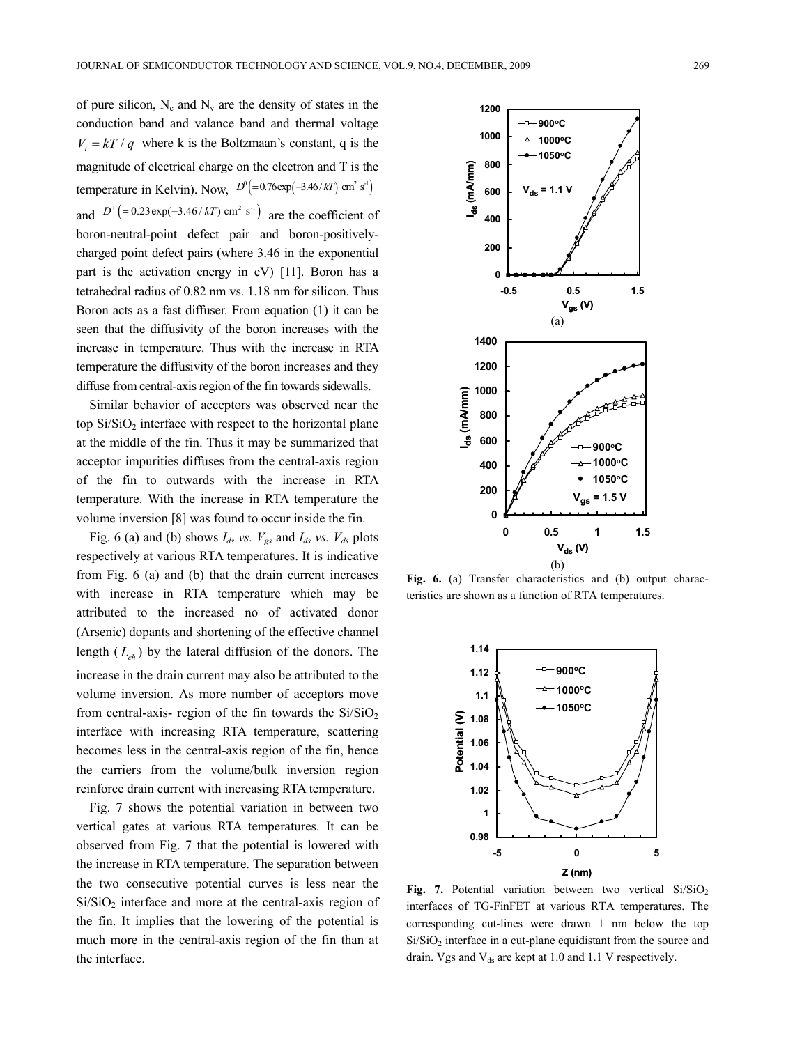of pure silicon, $N_c$ and $N_v$ are the density of states in the conduction band and valance band and thermal voltage $V_t = kT/q$ where k is the Boltzmaan's constant, q is the magnitude of electrical charge on the electron and T is the temperature in Kelvin). Now, $D^0 \left(=0.76\exp(-3.46/kT)\ \text{cm}^2\ \text{s}^{-1}\right)$ and $D^+ \left(=0.23\exp(-3.46/kT)\ \text{cm}^2\ \text{s}^{-1}\right)$ are the coefficient of boron-neutral-point defect pair and boron-positively-charged point defect pairs (where 3.46 in the exponential part is the activation energy in eV) [11]. Boron has a tetrahedral radius of 0.82 nm vs. 1.18 nm for silicon. Thus Boron acts as a fast diffuser. From equation (1) it can be seen that the diffusivity of the boron increases with the increase in temperature. Thus with the increase in RTA temperature the diffusivity of the boron increases and they diffuse from central-axis region of the fin towards sidewalls.

Similar behavior of acceptors was observed near the top $Si/SiO_2$ interface with respect to the horizontal plane at the middle of the fin. Thus it may be summarized that acceptor impurities diffuses from the central-axis region of the fin to outwards with the increase in RTA temperature. With the increase in RTA temperature the volume inversion [8] was found to occur inside the fin.

Fig. 6 (a) and (b) shows $I_{ds}$ *vs.* $V_{gs}$ and $I_{ds}$ *vs.* $V_{ds}$ plots respectively at various RTA temperatures. It is indicative from Fig. 6 (a) and (b) that the drain current increases with increase in RTA temperature which may be attributed to the increased no of activated donor (Arsenic) dopants and shortening of the effective channel length ($L_{ch}$) by the lateral diffusion of the donors. The increase in the drain current may also be attributed to the volume inversion. As more number of acceptors move from central-axis- region of the fin towards the $Si/SiO_2$ interface with increasing RTA temperature, scattering becomes less in the central-axis region of the fin, hence the carriers from the volume/bulk inversion region reinforce drain current with increasing RTA temperature.

Fig. 7 shows the potential variation in between two vertical gates at various RTA temperatures. It can be observed from Fig. 7 that the potential is lowered with the increase in RTA temperature. The separation between the two consecutive potential curves is less near the $Si/SiO_2$ interface and more at the central-axis region of the fin. It implies that the lowering of the potential is much more in the central-axis region of the fin than at the interface.

**Fig. 6.** (a) Transfer characteristics and (b) output characteristics are shown as a function of RTA temperatures.

**Fig. 7.** Potential variation between two vertical $Si/SiO_2$ interfaces of TG-FinFET at various RTA temperatures. The corresponding cut-lines were drawn 1 nm below the top $Si/SiO_2$ interface in a cut-plane equidistant from the source and drain. Vgs and $V_{ds}$ are kept at 1.0 and 1.1 V respectively.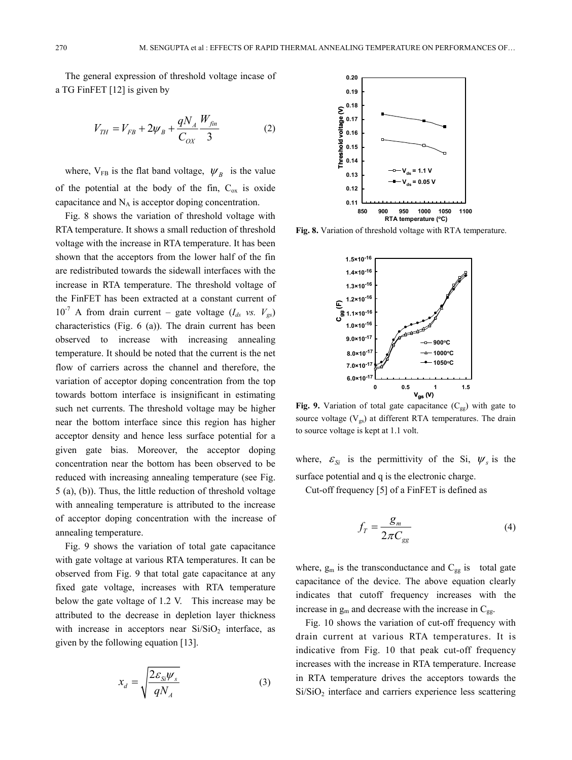The general expression of threshold voltage incase of a TG FinFET [12] is given by

$$V_{TH} = V_{FB} + 2\psi_B + \frac{qN_A}{C_{OX}}\frac{W_{fin}}{3} \qquad (2)$$

where, $V_{FB}$ is the flat band voltage, $\psi_B$ is the value of the potential at the body of the fin, $C_{ox}$ is oxide capacitance and $N_A$ is acceptor doping concentration.

Fig. 8 shows the variation of threshold voltage with RTA temperature. It shows a small reduction of threshold voltage with the increase in RTA temperature. It has been shown that the acceptors from the lower half of the fin are redistributed towards the sidewall interfaces with the increase in RTA temperature. The threshold voltage of the FinFET has been extracted at a constant current of $10^{-7}$ A from drain current – gate voltage ($I_{ds}$ *vs.* $V_{gs}$) characteristics (Fig. 6 (a)). The drain current has been observed to increase with increasing annealing temperature. It should be noted that the current is the net flow of carriers across the channel and therefore, the variation of acceptor doping concentration from the top towards bottom interface is insignificant in estimating such net currents. The threshold voltage may be higher near the bottom interface since this region has higher acceptor density and hence less surface potential for a given gate bias. Moreover, the acceptor doping concentration near the bottom has been observed to be reduced with increasing annealing temperature (see Fig. 5 (a), (b)). Thus, the little reduction of threshold voltage with annealing temperature is attributed to the increase of acceptor doping concentration with the increase of annealing temperature.

Fig. 9 shows the variation of total gate capacitance with gate voltage at various RTA temperatures. It can be observed from Fig. 9 that total gate capacitance at any fixed gate voltage, increases with RTA temperature below the gate voltage of 1.2 V. This increase may be attributed to the decrease in depletion layer thickness with increase in acceptors near $Si/SiO_2$ interface, as given by the following equation [13].

$$x_d = \sqrt{\frac{2\varepsilon_{Si}\psi_s}{qN_A}} \qquad (3)$$

**Fig. 8.** Variation of threshold voltage with RTA temperature.

**Fig. 9.** Variation of total gate capacitance ($C_{gg}$) with gate to source voltage ($V_{gs}$) at different RTA temperatures. The drain to source voltage is kept at 1.1 volt.

where, $\varepsilon_{Si}$ is the permittivity of the Si, $\psi_s$ is the surface potential and q is the electronic charge.

Cut-off frequency [5] of a FinFET is defined as

$$f_T = \frac{g_m}{2\pi C_{gg}} \qquad (4)$$

where, $g_m$ is the transconductance and $C_{gg}$ is total gate capacitance of the device. The above equation clearly indicates that cutoff frequency increases with the increase in $g_m$ and decrease with the increase in $C_{gg}$.

Fig. 10 shows the variation of cut-off frequency with drain current at various RTA temperatures. It is indicative from Fig. 10 that peak cut-off frequency increases with the increase in RTA temperature. Increase in RTA temperature drives the acceptors towards the $Si/SiO_2$ interface and carriers experience less scattering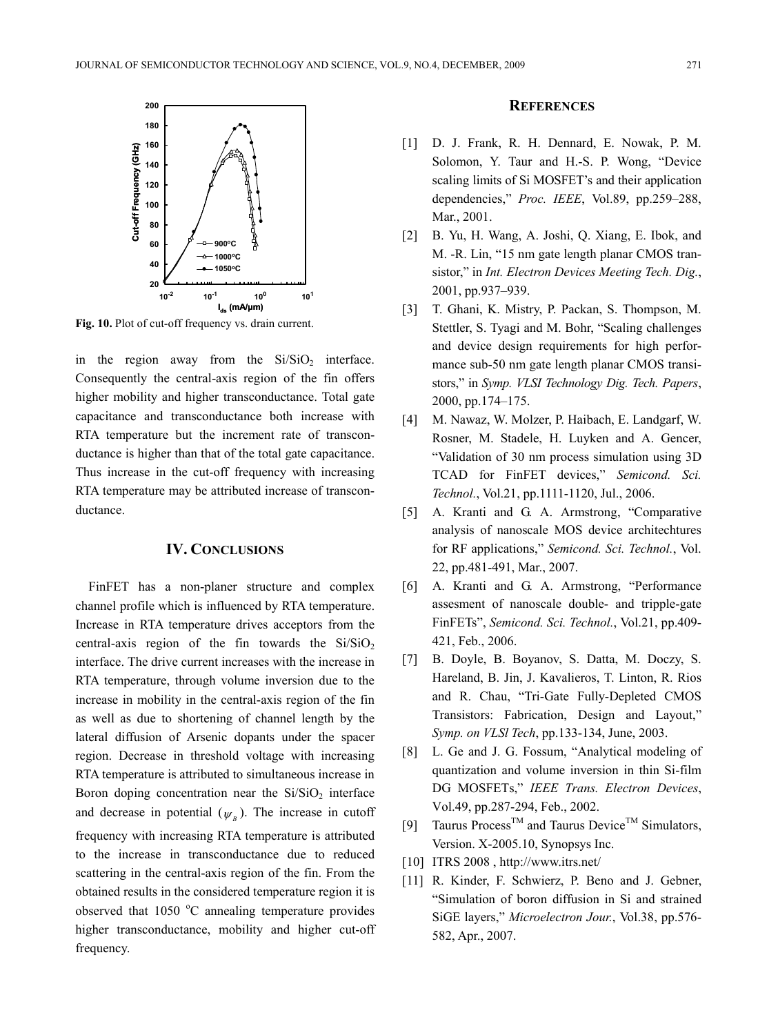Fig. 10. Plot of cut-off frequency vs. drain current.

in the region away from the $Si/SiO_2$ interface. Consequently the central-axis region of the fin offers higher mobility and higher transconductance. Total gate capacitance and transconductance both increase with RTA temperature but the increment rate of transconductance is higher than that of the total gate capacitance. Thus increase in the cut-off frequency with increasing RTA temperature may be attributed increase of transconductance.

## IV. CONCLUSIONS

FinFET has a non-planer structure and complex channel profile which is influenced by RTA temperature. Increase in RTA temperature drives acceptors from the central-axis region of the fin towards the $Si/SiO_2$ interface. The drive current increases with the increase in RTA temperature, through volume inversion due to the increase in mobility in the central-axis region of the fin as well as due to shortening of channel length by the lateral diffusion of Arsenic dopants under the spacer region. Decrease in threshold voltage with increasing RTA temperature is attributed to simultaneous increase in Boron doping concentration near the $Si/SiO_2$ interface and decrease in potential ($\psi_B$). The increase in cutoff frequency with increasing RTA temperature is attributed to the increase in transconductance due to reduced scattering in the central-axis region of the fin. From the obtained results in the considered temperature region it is observed that 1050 °C annealing temperature provides higher transconductance, mobility and higher cut-off frequency.

## REFERENCES

[1] D. J. Frank, R. H. Dennard, E. Nowak, P. M. Solomon, Y. Taur and H.-S. P. Wong, "Device scaling limits of Si MOSFET's and their application dependencies," *Proc. IEEE*, Vol.89, pp.259–288, Mar., 2001.

[2] B. Yu, H. Wang, A. Joshi, Q. Xiang, E. Ibok, and M. -R. Lin, "15 nm gate length planar CMOS transistor," in *Int. Electron Devices Meeting Tech. Dig.*, 2001, pp.937–939.

[3] T. Ghani, K. Mistry, P. Packan, S. Thompson, M. Stettler, S. Tyagi and M. Bohr, "Scaling challenges and device design requirements for high performance sub-50 nm gate length planar CMOS transistors," in *Symp. VLSI Technology Dig. Tech. Papers*, 2000, pp.174–175.

[4] M. Nawaz, W. Molzer, P. Haibach, E. Landgarf, W. Rosner, M. Stadele, H. Luyken and A. Gencer, "Validation of 30 nm process simulation using 3D TCAD for FinFET devices," *Semicond. Sci. Technol.*, Vol.21, pp.1111-1120, Jul., 2006.

[5] A. Kranti and G. A. Armstrong, "Comparative analysis of nanoscale MOS device architechtures for RF applications," *Semicond. Sci. Technol.*, Vol. 22, pp.481-491, Mar., 2007.

[6] A. Kranti and G. A. Armstrong, "Performance assesment of nanoscale double- and tripple-gate FinFETs", *Semicond. Sci. Technol.*, Vol.21, pp.409-421, Feb., 2006.

[7] B. Doyle, B. Boyanov, S. Datta, M. Doczy, S. Hareland, B. Jin, J. Kavalieros, T. Linton, R. Rios and R. Chau, "Tri-Gate Fully-Depleted CMOS Transistors: Fabrication, Design and Layout," *Symp. on VLSl Tech*, pp.133-134, June, 2003.

[8] L. Ge and J. G. Fossum, "Analytical modeling of quantization and volume inversion in thin Si-film DG MOSFETs," *IEEE Trans. Electron Devices*, Vol.49, pp.287-294, Feb., 2002.

[9] Taurus Process™ and Taurus Device™ Simulators, Version. X-2005.10, Synopsys Inc.

[10] ITRS 2008 , http://www.itrs.net/

[11] R. Kinder, F. Schwierz, P. Beno and J. Gebner, "Simulation of boron diffusion in Si and strained SiGE layers," *Microelectron Jour.*, Vol.38, pp.576-582, Apr., 2007.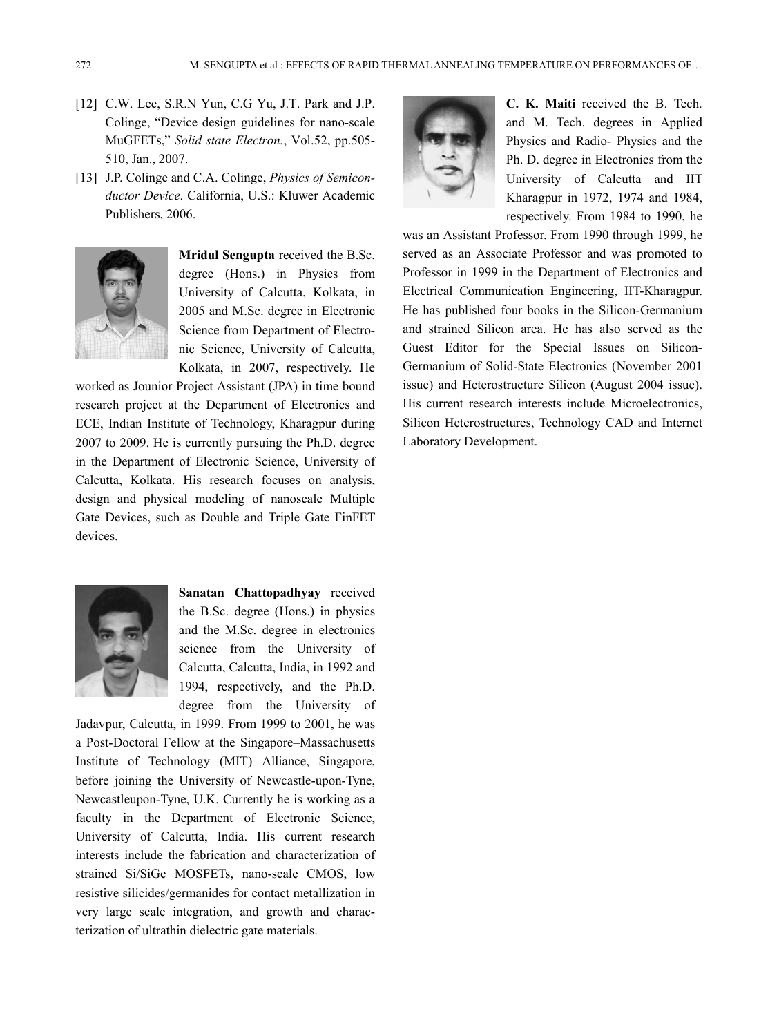[12] C.W. Lee, S.R.N Yun, C.G Yu, J.T. Park and J.P. Colinge, "Device design guidelines for nano-scale MuGFETs," *Solid state Electron.*, Vol.52, pp.505-510, Jan., 2007.

[13] J.P. Colinge and C.A. Colinge, *Physics of Semiconductor Device*. California, U.S.: Kluwer Academic Publishers, 2006.

**Mridul Sengupta** received the B.Sc. degree (Hons.) in Physics from University of Calcutta, Kolkata, in 2005 and M.Sc. degree in Electronic Science from Department of Electronic Science, University of Calcutta, Kolkata, in 2007, respectively. He worked as Jounior Project Assistant (JPA) in time bound research project at the Department of Electronics and ECE, Indian Institute of Technology, Kharagpur during 2007 to 2009. He is currently pursuing the Ph.D. degree in the Department of Electronic Science, University of Calcutta, Kolkata. His research focuses on analysis, design and physical modeling of nanoscale Multiple Gate Devices, such as Double and Triple Gate FinFET devices.

**Sanatan Chattopadhyay** received the B.Sc. degree (Hons.) in physics and the M.Sc. degree in electronics science from the University of Calcutta, Calcutta, India, in 1992 and 1994, respectively, and the Ph.D. degree from the University of Jadavpur, Calcutta, in 1999. From 1999 to 2001, he was a Post-Doctoral Fellow at the Singapore–Massachusetts Institute of Technology (MIT) Alliance, Singapore, before joining the University of Newcastle-upon-Tyne, Newcastleupon-Tyne, U.K. Currently he is working as a faculty in the Department of Electronic Science, University of Calcutta, India. His current research interests include the fabrication and characterization of strained Si/SiGe MOSFETs, nano-scale CMOS, low resistive silicides/germanides for contact metallization in very large scale integration, and growth and characterization of ultrathin dielectric gate materials.

**C. K. Maiti** received the B. Tech. and M. Tech. degrees in Applied Physics and Radio- Physics and the Ph. D. degree in Electronics from the University of Calcutta and IIT Kharagpur in 1972, 1974 and 1984, respectively. From 1984 to 1990, he was an Assistant Professor. From 1990 through 1999, he served as an Associate Professor and was promoted to Professor in 1999 in the Department of Electronics and Electrical Communication Engineering, IIT-Kharagpur. He has published four books in the Silicon-Germanium and strained Silicon area. He has also served as the Guest Editor for the Special Issues on Silicon-Germanium of Solid-State Electronics (November 2001 issue) and Heterostructure Silicon (August 2004 issue). His current research interests include Microelectronics, Silicon Heterostructures, Technology CAD and Internet Laboratory Development.